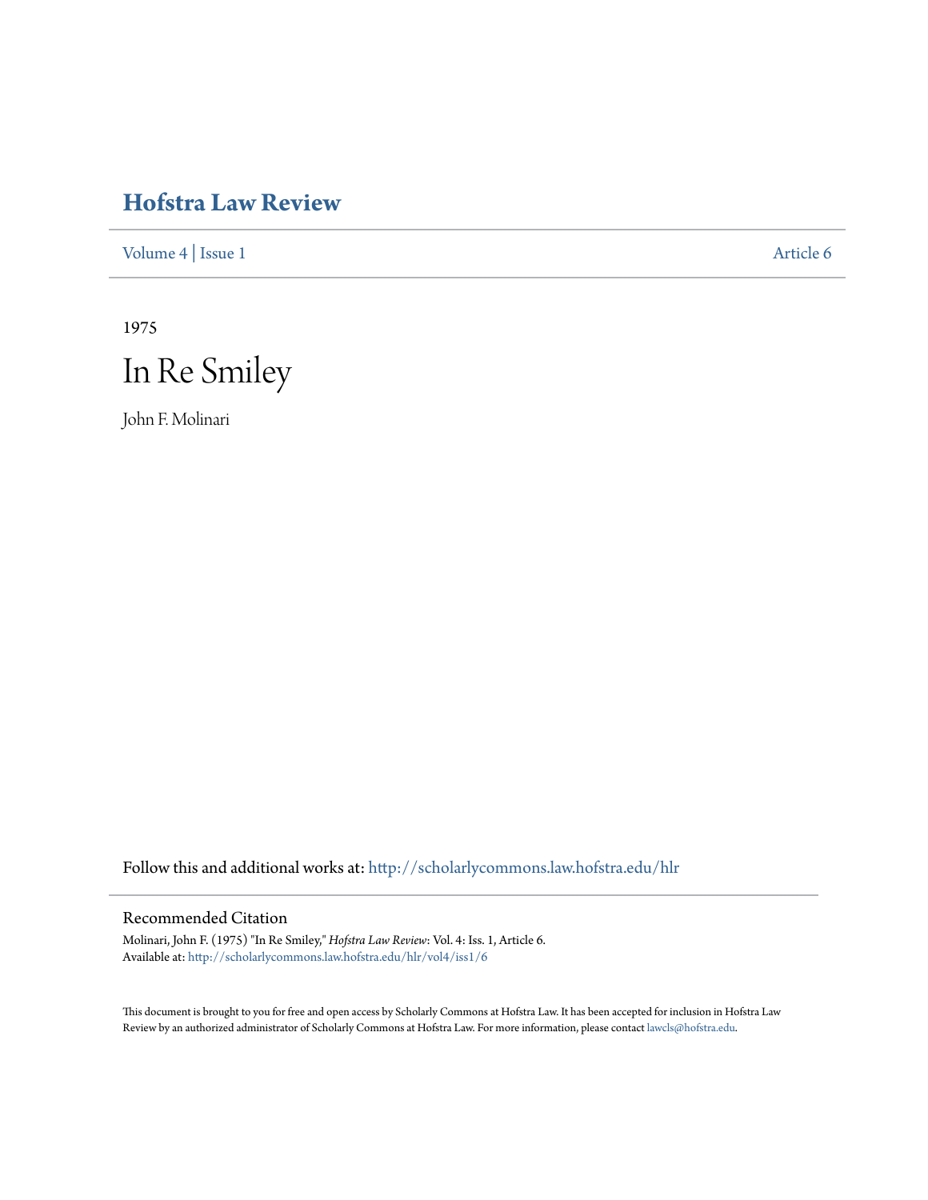# Hofstra Law Review

Volume 4 | Issue 1 Article 6

1975

# In Re Smiley

John F. Molinari

Follow this and additional works at: http://scholarlycommons.law.hofstra.edu/hlr

## Recommended Citation

Molinari, John F. (1975) "In Re Smiley," *Hofstra Law Review*: Vol. 4: Iss. 1, Article 6.
Available at: http://scholarlycommons.law.hofstra.edu/hlr/vol4/iss1/6

This document is brought to you for free and open access by Scholarly Commons at Hofstra Law. It has been accepted for inclusion in Hofstra Law Review by an authorized administrator of Scholarly Commons at Hofstra Law. For more information, please contact lawcls@hofstra.edu.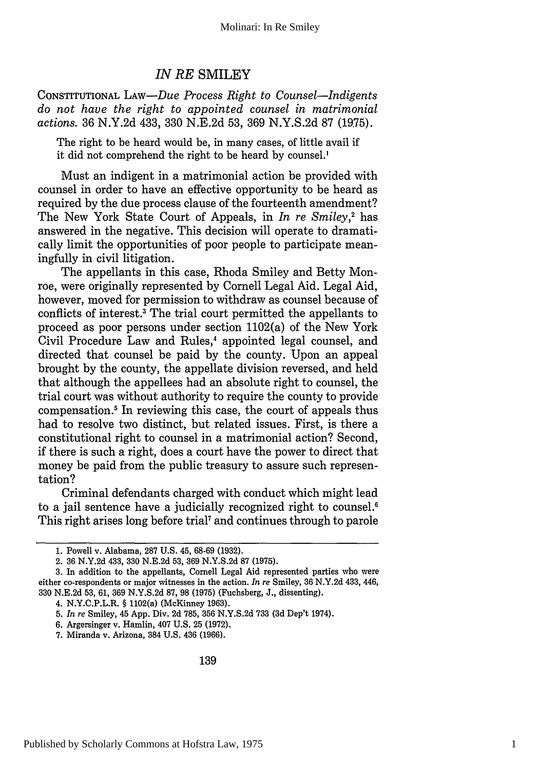# *IN RE* SMILEY

CONSTITUTIONAL LAW—*Due Process Right to Counsel—Indigents do not have the right to appointed counsel in matrimonial actions.* 36 N.Y.2d 433, 330 N.E.2d 53, 369 N.Y.S.2d 87 (1975).

> The right to be heard would be, in many cases, of little avail if it did not comprehend the right to be heard by counsel.[1]

Must an indigent in a matrimonial action be provided with counsel in order to have an effective opportunity to be heard as required by the due process clause of the fourteenth amendment? The New York State Court of Appeals, in *In re Smiley*,[2] has answered in the negative. This decision will operate to dramatically limit the opportunities of poor people to participate meaningfully in civil litigation.

The appellants in this case, Rhoda Smiley and Betty Monroe, were originally represented by Cornell Legal Aid. Legal Aid, however, moved for permission to withdraw as counsel because of conflicts of interest.[3] The trial court permitted the appellants to proceed as poor persons under section 1102(a) of the New York Civil Procedure Law and Rules,[4] appointed legal counsel, and directed that counsel be paid by the county. Upon an appeal brought by the county, the appellate division reversed, and held that although the appellees had an absolute right to counsel, the trial court was without authority to require the county to provide compensation.[5] In reviewing this case, the court of appeals thus had to resolve two distinct, but related issues. First, is there a constitutional right to counsel in a matrimonial action? Second, if there is such a right, does a court have the power to direct that money be paid from the public treasury to assure such representation?

Criminal defendants charged with conduct which might lead to a jail sentence have a judicially recognized right to counsel.[6] This right arises long before trial[7] and continues through to parole

---

1. Powell v. Alabama, 287 U.S. 45, 68-69 (1932).

2. 36 N.Y.2d 433, 330 N.E.2d 53, 369 N.Y.S.2d 87 (1975).

3. In addition to the appellants, Cornell Legal Aid represented parties who were either co-respondents or major witnesses in the action. *In re* Smiley, 36 N.Y.2d 433, 446, 330 N.E.2d 53, 61, 369 N.Y.S.2d 87, 98 (1975) (Fuchsberg, J., dissenting).

4. N.Y.C.P.L.R. § 1102(a) (McKinney 1963).

5. *In re* Smiley, 45 App. Div. 2d 785, 356 N.Y.S.2d 733 (3d Dep't 1974).

6. Argersinger v. Hamlin, 407 U.S. 25 (1972).

7. Miranda v. Arizona, 384 U.S. 436 (1966).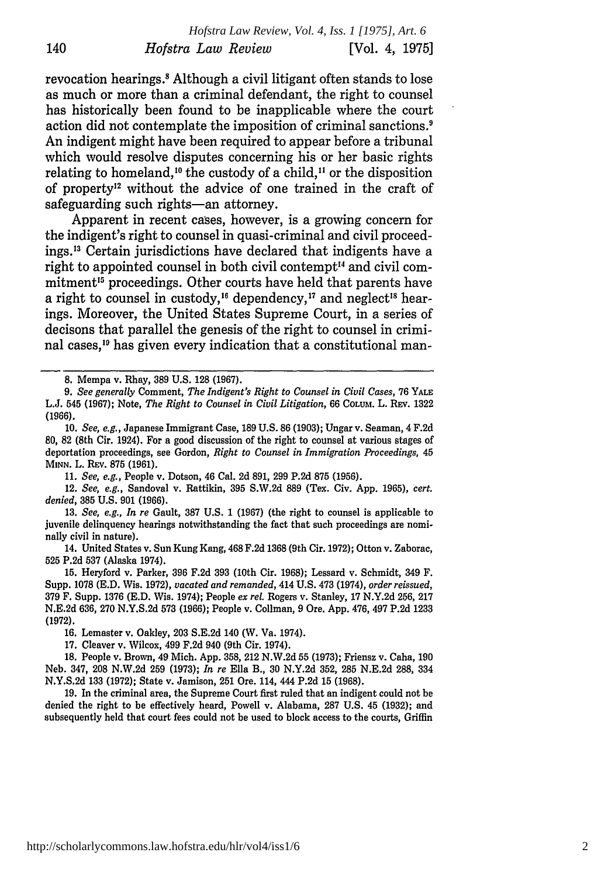revocation hearings.[8] Although a civil litigant often stands to lose as much or more than a criminal defendant, the right to counsel has historically been found to be inapplicable where the court action did not contemplate the imposition of criminal sanctions.[9] An indigent might have been required to appear before a tribunal which would resolve disputes concerning his or her basic rights relating to homeland,[10] the custody of a child,[11] or the disposition of property[12] without the advice of one trained in the craft of safeguarding such rights—an attorney.

Apparent in recent cases, however, is a growing concern for the indigent's right to counsel in quasi-criminal and civil proceedings.[13] Certain jurisdictions have declared that indigents have a right to appointed counsel in both civil contempt[14] and civil commitment[15] proceedings. Other courts have held that parents have a right to counsel in custody,[16] dependency,[17] and neglect[18] hearings. Moreover, the United States Supreme Court, in a series of decisons that parallel the genesis of the right to counsel in criminal cases,[19] has given every indication that a constitutional man-

---

8. Mempa v. Rhay, 389 U.S. 128 (1967).

9. *See generally* Comment, *The Indigent's Right to Counsel in Civil Cases*, 76 YALE L.J. 545 (1967); Note, *The Right to Counsel in Civil Litigation*, 66 COLUM. L. REV. 1322 (1966).

10. *See, e.g.*, Japanese Immigrant Case, 189 U.S. 86 (1903); Ungar v. Seaman, 4 F.2d 80, 82 (8th Cir. 1924). For a good discussion of the right to counsel at various stages of deportation proceedings, see Gordon, *Right to Counsel in Immigration Proceedings*, 45 MINN. L. REV. 875 (1961).

11. *See, e.g.*, People v. Dotson, 46 Cal. 2d 891, 299 P.2d 875 (1956).

12. *See, e.g.*, Sandoval v. Rattikin, 395 S.W.2d 889 (Tex. Civ. App. 1965), *cert. denied*, 385 U.S. 901 (1966).

13. *See, e.g.*, *In re* Gault, 387 U.S. 1 (1967) (the right to counsel is applicable to juvenile delinquency hearings notwithstanding the fact that such proceedings are nominally civil in nature).

14. United States v. Sun Kung Kang, 468 F.2d 1368 (9th Cir. 1972); Otton v. Zaborac, 525 P.2d 537 (Alaska 1974).

15. Heryford v. Parker, 396 F.2d 393 (10th Cir. 1968); Lessard v. Schmidt, 349 F. Supp. 1078 (E.D. Wis. 1972), *vacated and remanded*, 414 U.S. 473 (1974), *order reissued*, 379 F. Supp. 1376 (E.D. Wis. 1974); People *ex rel.* Rogers v. Stanley, 17 N.Y.2d 256, 217 N.E.2d 636, 270 N.Y.S.2d 573 (1966); People v. Collman, 9 Ore. App. 476, 497 P.2d 1233 (1972).

16. Lemaster v. Oakley, 203 S.E.2d 140 (W. Va. 1974).

17. Cleaver v. Wilcox, 499 F.2d 940 (9th Cir. 1974).

18. People v. Brown, 49 Mich. App. 358, 212 N.W.2d 55 (1973); Friensz v. Caha, 190 Neb. 347, 208 N.W.2d 259 (1973); *In re* Ella B., 30 N.Y.2d 352, 285 N.E.2d 288, 334 N.Y.S.2d 133 (1972); State v. Jamison, 251 Ore. 114, 444 P.2d 15 (1968).

19. In the criminal area, the Supreme Court first ruled that an indigent could not be denied the right to be effectively heard, Powell v. Alabama, 287 U.S. 45 (1932); and subsequently held that court fees could not be used to block access to the courts, Griffin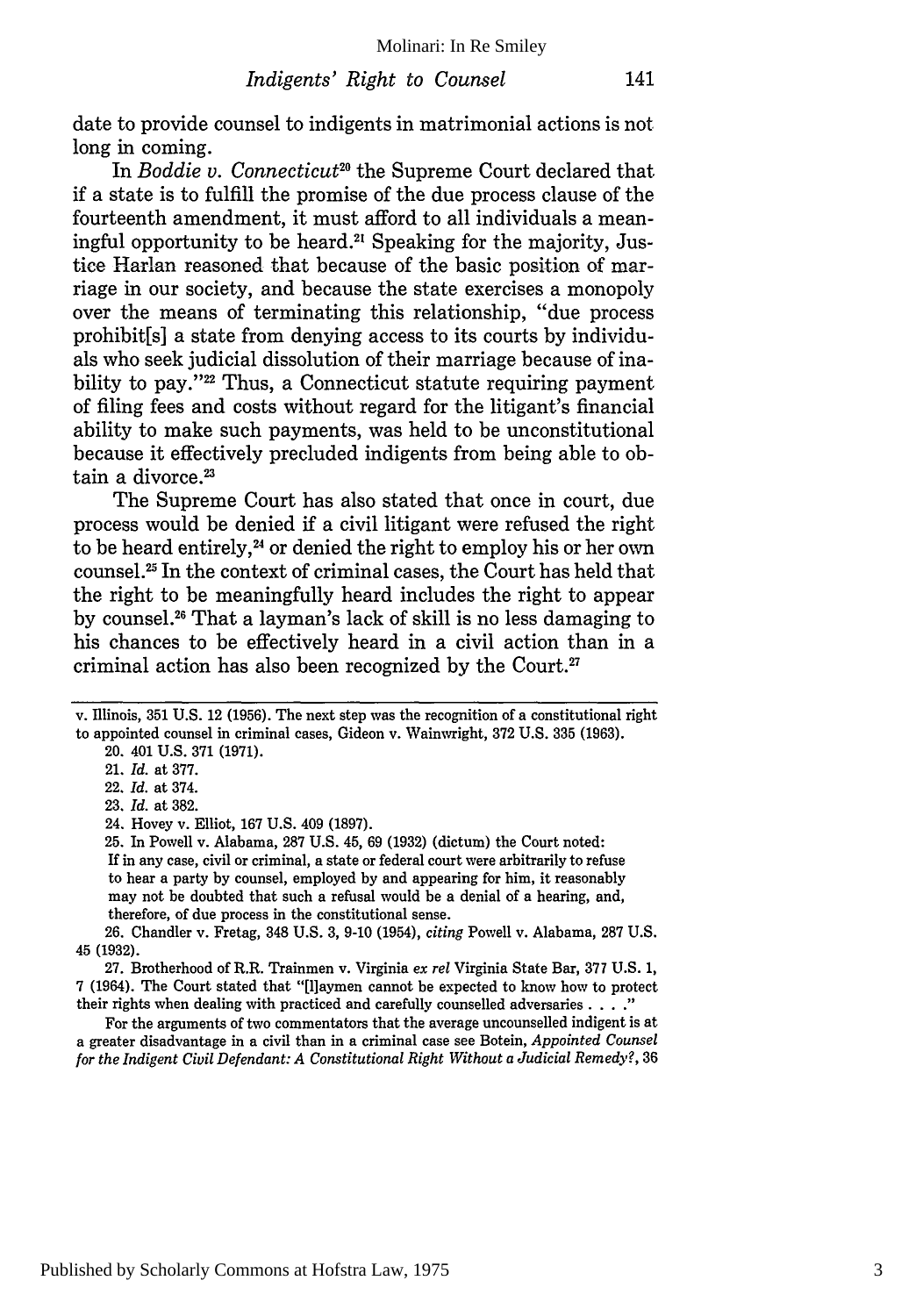date to provide counsel to indigents in matrimonial actions is not long in coming.

In *Boddie v. Connecticut*[20] the Supreme Court declared that if a state is to fulfill the promise of the due process clause of the fourteenth amendment, it must afford to all individuals a meaningful opportunity to be heard.[21] Speaking for the majority, Justice Harlan reasoned that because of the basic position of marriage in our society, and because the state exercises a monopoly over the means of terminating this relationship, "due process prohibit[s] a state from denying access to its courts by individuals who seek judicial dissolution of their marriage because of inability to pay."[22] Thus, a Connecticut statute requiring payment of filing fees and costs without regard for the litigant's financial ability to make such payments, was held to be unconstitutional because it effectively precluded indigents from being able to obtain a divorce.[23]

The Supreme Court has also stated that once in court, due process would be denied if a civil litigant were refused the right to be heard entirely,[24] or denied the right to employ his or her own counsel.[25] In the context of criminal cases, the Court has held that the right to be meaningfully heard includes the right to appear by counsel.[26] That a layman's lack of skill is no less damaging to his chances to be effectively heard in a civil action than in a criminal action has also been recognized by the Court.[27]

---

v. Illinois, 351 U.S. 12 (1956). The next step was the recognition of a constitutional right to appointed counsel in criminal cases, Gideon v. Wainwright, 372 U.S. 335 (1963).

20. 401 U.S. 371 (1971).

21. *Id.* at 377.

22. *Id.* at 374.

23. *Id.* at 382.

24. Hovey v. Elliot, 167 U.S. 409 (1897).

25. In Powell v. Alabama, 287 U.S. 45, 69 (1932) (dictum) the Court noted:

> If in any case, civil or criminal, a state or federal court were arbitrarily to refuse to hear a party by counsel, employed by and appearing for him, it reasonably may not be doubted that such a refusal would be a denial of a hearing, and, therefore, of due process in the constitutional sense.

26. Chandler v. Fretag, 348 U.S. 3, 9-10 (1954), *citing* Powell v. Alabama, 287 U.S. 45 (1932).

27. Brotherhood of R.R. Trainmen v. Virginia *ex rel* Virginia State Bar, 377 U.S. 1, 7 (1964). The Court stated that "[l]aymen cannot be expected to know how to protect their rights when dealing with practiced and carefully counselled adversaries . . . ."

For the arguments of two commentators that the average uncounselled indigent is at a greater disadvantage in a civil than in a criminal case see Botein, *Appointed Counsel for the Indigent Civil Defendant: A Constitutional Right Without a Judicial Remedy?*, 36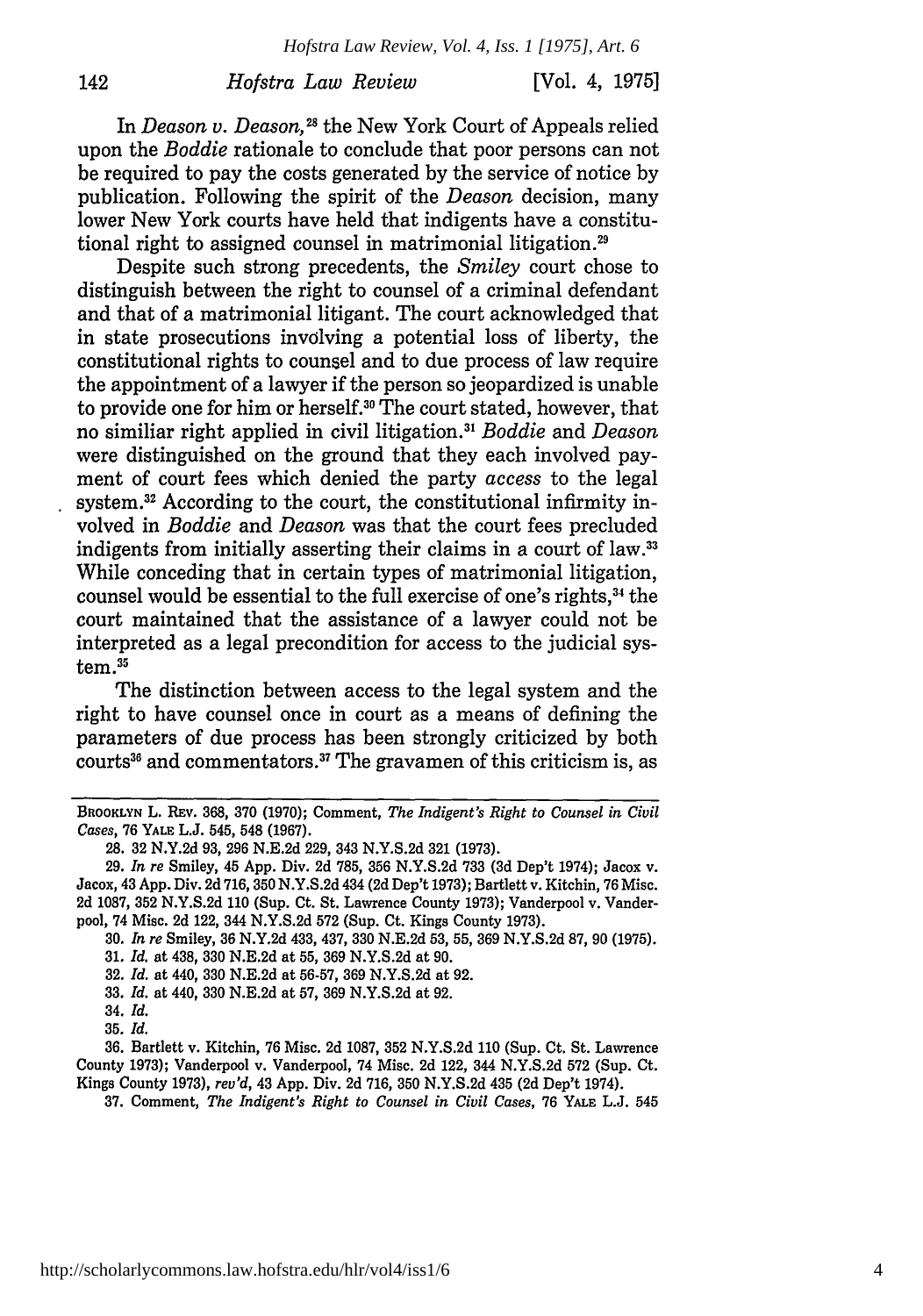In *Deason v. Deason*,[28] the New York Court of Appeals relied upon the *Boddie* rationale to conclude that poor persons can not be required to pay the costs generated by the service of notice by publication. Following the spirit of the *Deason* decision, many lower New York courts have held that indigents have a constitutional right to assigned counsel in matrimonial litigation.[29]

Despite such strong precedents, the *Smiley* court chose to distinguish between the right to counsel of a criminal defendant and that of a matrimonial litigant. The court acknowledged that in state prosecutions involving a potential loss of liberty, the constitutional rights to counsel and to due process of law require the appointment of a lawyer if the person so jeopardized is unable to provide one for him or herself.[30] The court stated, however, that no similiar right applied in civil litigation.[31] *Boddie* and *Deason* were distinguished on the ground that they each involved payment of court fees which denied the party *access* to the legal system.[32] According to the court, the constitutional infirmity involved in *Boddie* and *Deason* was that the court fees precluded indigents from initially asserting their claims in a court of law.[33] While conceding that in certain types of matrimonial litigation, counsel would be essential to the full exercise of one's rights,[34] the court maintained that the assistance of a lawyer could not be interpreted as a legal precondition for access to the judicial system.[35]

The distinction between access to the legal system and the right to have counsel once in court as a means of defining the parameters of due process has been strongly criticized by both courts[36] and commentators.[37] The gravamen of this criticism is, as

---

BROOKLYN L. REV. 368, 370 (1970); Comment, *The Indigent's Right to Counsel in Civil Cases*, 76 YALE L.J. 545, 548 (1967).

28. 32 N.Y.2d 93, 296 N.E.2d 229, 343 N.Y.S.2d 321 (1973).

29. *In re* Smiley, 45 App. Div. 2d 785, 356 N.Y.S.2d 733 (3d Dep't 1974); Jacox v. Jacox, 43 App. Div. 2d 716, 350 N.Y.S.2d 434 (2d Dep't 1973); Bartlett v. Kitchin, 76 Misc. 2d 1087, 352 N.Y.S.2d 110 (Sup. Ct. St. Lawrence County 1973); Vanderpool v. Vanderpool, 74 Misc. 2d 122, 344 N.Y.S.2d 572 (Sup. Ct. Kings County 1973).

30. *In re* Smiley, 36 N.Y.2d 433, 437, 330 N.E.2d 53, 55, 369 N.Y.S.2d 87, 90 (1975).

31. *Id.* at 438, 330 N.E.2d at 55, 369 N.Y.S.2d at 90.

32. *Id.* at 440, 330 N.E.2d at 56-57, 369 N.Y.S.2d at 92.

33. *Id.* at 440, 330 N.E.2d at 57, 369 N.Y.S.2d at 92.

34. *Id.*

35. *Id.*

36. Bartlett v. Kitchin, 76 Misc. 2d 1087, 352 N.Y.S.2d 110 (Sup. Ct. St. Lawrence County 1973); Vanderpool v. Vanderpool, 74 Misc. 2d 122, 344 N.Y.S.2d 572 (Sup. Ct. Kings County 1973), *rev'd*, 43 App. Div. 2d 716, 350 N.Y.S.2d 435 (2d Dep't 1974).

37. Comment, *The Indigent's Right to Counsel in Civil Cases*, 76 YALE L.J. 545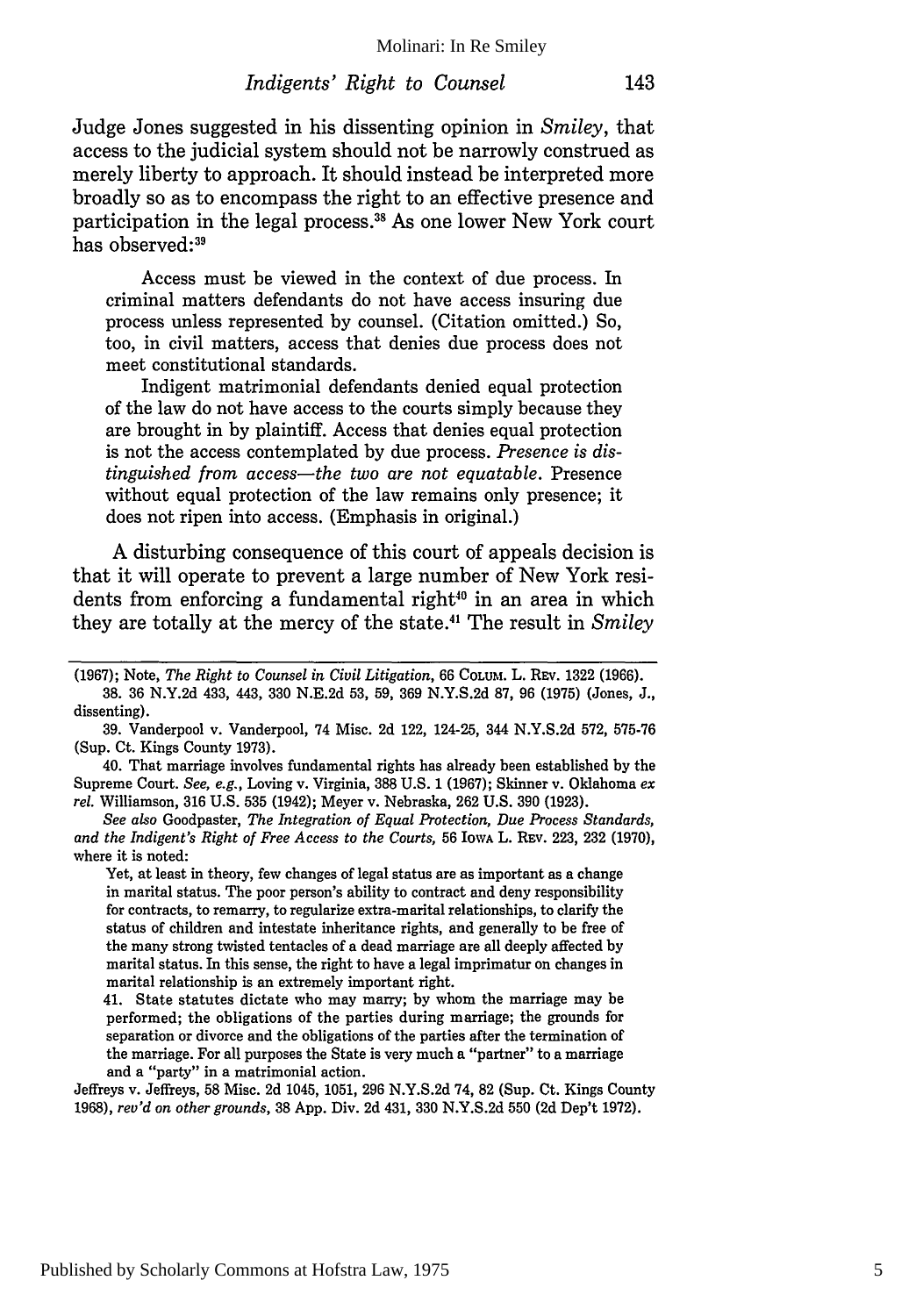Judge Jones suggested in his dissenting opinion in *Smiley*, that access to the judicial system should not be narrowly construed as merely liberty to approach. It should instead be interpreted more broadly so as to encompass the right to an effective presence and participation in the legal process.[38] As one lower New York court has observed:[39]

> Access must be viewed in the context of due process. In criminal matters defendants do not have access insuring due process unless represented by counsel. (Citation omitted.) So, too, in civil matters, access that denies due process does not meet constitutional standards.
>
> Indigent matrimonial defendants denied equal protection of the law do not have access to the courts simply because they are brought in by plaintiff. Access that denies equal protection is not the access contemplated by due process. *Presence is distinguished from access—the two are not equatable.* Presence without equal protection of the law remains only presence; it does not ripen into access. (Emphasis in original.)

A disturbing consequence of this court of appeals decision is that it will operate to prevent a large number of New York residents from enforcing a fundamental right[40] in an area in which they are totally at the mercy of the state.[41] The result in *Smiley*

---

(1967); Note, *The Right to Counsel in Civil Litigation*, 66 COLUM. L. REV. 1322 (1966).

38. 36 N.Y.2d 433, 443, 330 N.E.2d 53, 59, 369 N.Y.S.2d 87, 96 (1975) (Jones, J., dissenting).

39. Vanderpool v. Vanderpool, 74 Misc. 2d 122, 124-25, 344 N.Y.S.2d 572, 575-76 (Sup. Ct. Kings County 1973).

40. That marriage involves fundamental rights has already been established by the Supreme Court. *See, e.g.*, Loving v. Virginia, 388 U.S. 1 (1967); Skinner v. Oklahoma *ex rel.* Williamson, 316 U.S. 535 (1942); Meyer v. Nebraska, 262 U.S. 390 (1923).

*See also* Goodpaster, *The Integration of Equal Protection, Due Process Standards, and the Indigent's Right of Free Access to the Courts*, 56 IOWA L. REV. 223, 232 (1970), where it is noted:

> Yet, at least in theory, few changes of legal status are as important as a change in marital status. The poor person's ability to contract and deny responsibility for contracts, to remarry, to regularize extra-marital relationships, to clarify the status of children and intestate inheritance rights, and generally to be free of the many strong twisted tentacles of a dead marriage are all deeply affected by marital status. In this sense, the right to have a legal imprimatur on changes in marital relationship is an extremely important right.

41. State statutes dictate who may marry; by whom the marriage may be performed; the obligations of the parties during marriage; the grounds for separation or divorce and the obligations of the parties after the termination of the marriage. For all purposes the State is very much a "partner" to a marriage and a "party" in a matrimonial action.

Jeffreys v. Jeffreys, 58 Misc. 2d 1045, 1051, 296 N.Y.S.2d 74, 82 (Sup. Ct. Kings County 1968), *rev'd on other grounds*, 38 App. Div. 2d 431, 330 N.Y.S.2d 550 (2d Dep't 1972).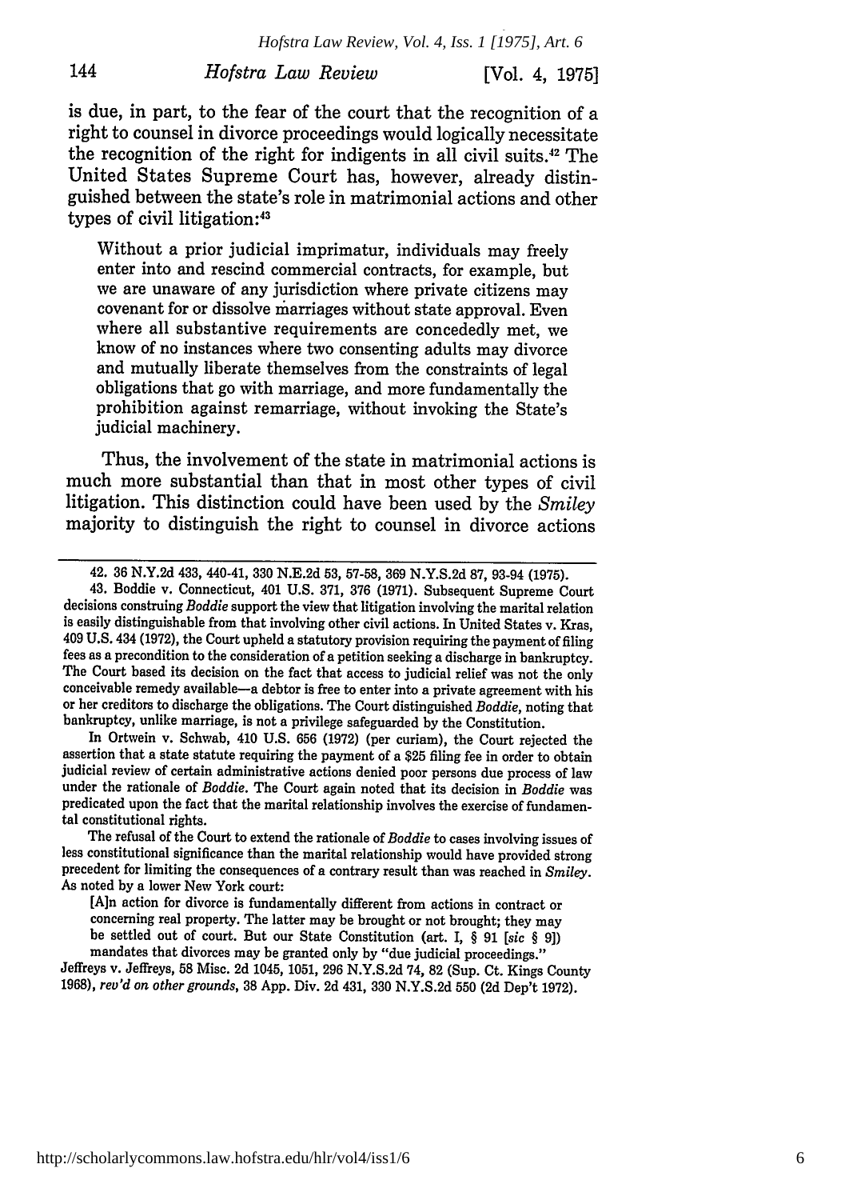is due, in part, to the fear of the court that the recognition of a right to counsel in divorce proceedings would logically necessitate the recognition of the right for indigents in all civil suits.[42] The United States Supreme Court has, however, already distinguished between the state's role in matrimonial actions and other types of civil litigation:[43]

> Without a prior judicial imprimatur, individuals may freely enter into and rescind commercial contracts, for example, but we are unaware of any jurisdiction where private citizens may covenant for or dissolve marriages without state approval. Even where all substantive requirements are concededly met, we know of no instances where two consenting adults may divorce and mutually liberate themselves from the constraints of legal obligations that go with marriage, and more fundamentally the prohibition against remarriage, without invoking the State's judicial machinery.

Thus, the involvement of the state in matrimonial actions is much more substantial than that in most other types of civil litigation. This distinction could have been used by the *Smiley* majority to distinguish the right to counsel in divorce actions

---

42. 36 N.Y.2d 433, 440-41, 330 N.E.2d 53, 57-58, 369 N.Y.S.2d 87, 93-94 (1975).

43. Boddie v. Connecticut, 401 U.S. 371, 376 (1971). Subsequent Supreme Court decisions construing *Boddie* support the view that litigation involving the marital relation is easily distinguishable from that involving other civil actions. In United States v. Kras, 409 U.S. 434 (1972), the Court upheld a statutory provision requiring the payment of filing fees as a precondition to the consideration of a petition seeking a discharge in bankruptcy. The Court based its decision on the fact that access to judicial relief was not the only conceivable remedy available—a debtor is free to enter into a private agreement with his or her creditors to discharge the obligations. The Court distinguished *Boddie*, noting that bankruptcy, unlike marriage, is not a privilege safeguarded by the Constitution.

In Ortwein v. Schwab, 410 U.S. 656 (1972) (per curiam), the Court rejected the assertion that a state statute requiring the payment of a $25 filing fee in order to obtain judicial review of certain administrative actions denied poor persons due process of law under the rationale of *Boddie*. The Court again noted that its decision in *Boddie* was predicated upon the fact that the marital relationship involves the exercise of fundamental constitutional rights.

The refusal of the Court to extend the rationale of *Boddie* to cases involving issues of less constitutional significance than the marital relationship would have provided strong precedent for limiting the consequences of a contrary result than was reached in *Smiley*. As noted by a lower New York court:

> [A]n action for divorce is fundamentally different from actions in contract or concerning real property. The latter may be brought or not brought; they may be settled out of court. But our State Constitution (art. I, § 91 [*sic* § 9]) mandates that divorces may be granted only by "due judicial proceedings."

Jeffreys v. Jeffreys, 58 Misc. 2d 1045, 1051, 296 N.Y.S.2d 74, 82 (Sup. Ct. Kings County 1968), *rev'd on other grounds*, 38 App. Div. 2d 431, 330 N.Y.S.2d 550 (2d Dep't 1972).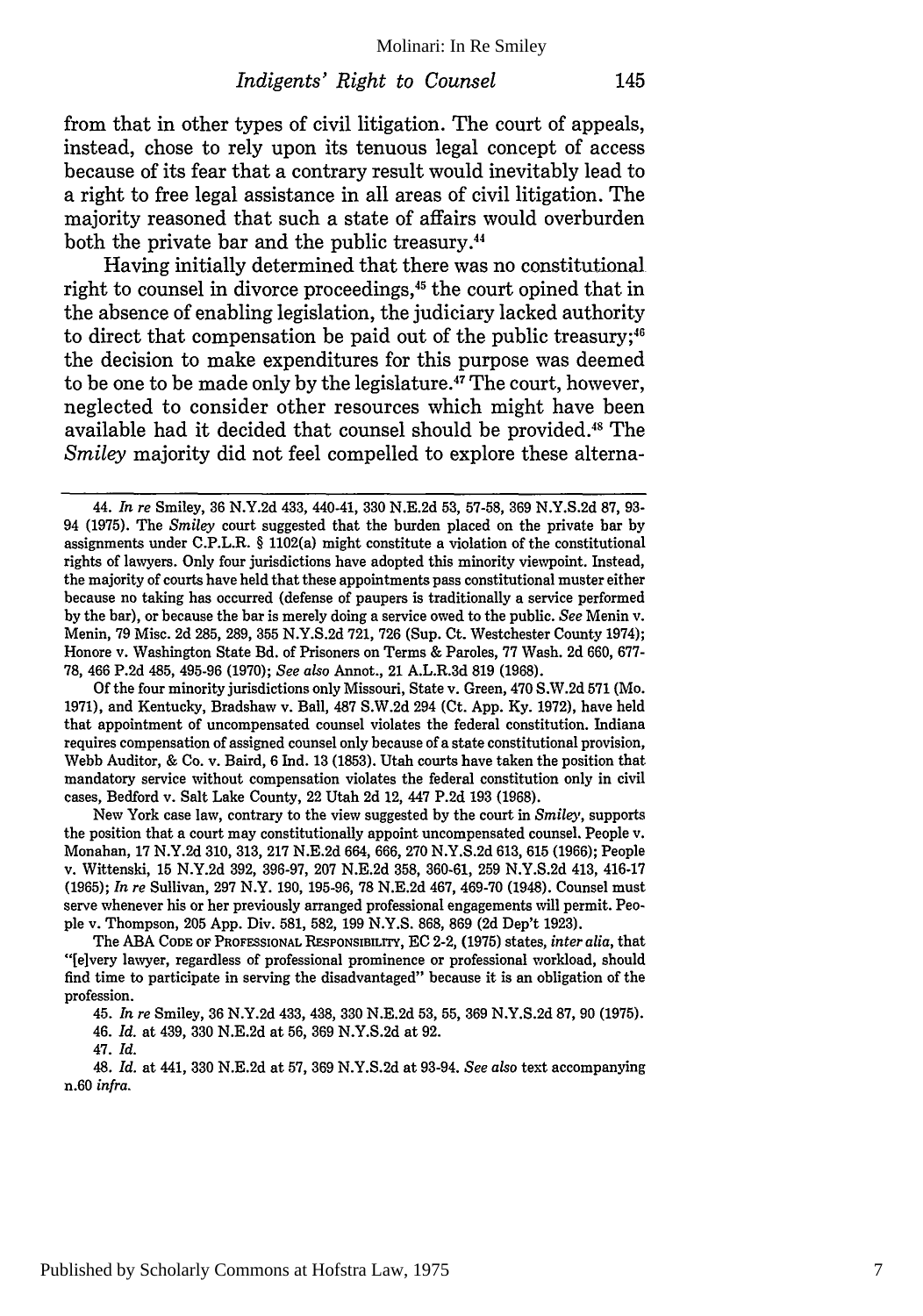from that in other types of civil litigation. The court of appeals, instead, chose to rely upon its tenuous legal concept of access because of its fear that a contrary result would inevitably lead to a right to free legal assistance in all areas of civil litigation. The majority reasoned that such a state of affairs would overburden both the private bar and the public treasury.[44]

Having initially determined that there was no constitutional right to counsel in divorce proceedings,[45] the court opined that in the absence of enabling legislation, the judiciary lacked authority to direct that compensation be paid out of the public treasury;[46] the decision to make expenditures for this purpose was deemed to be one to be made only by the legislature.[47] The court, however, neglected to consider other resources which might have been available had it decided that counsel should be provided.[48] The *Smiley* majority did not feel compelled to explore these alterna-

---

44. *In re* Smiley, 36 N.Y.2d 433, 440-41, 330 N.E.2d 53, 57-58, 369 N.Y.S.2d 87, 93-94 (1975). The *Smiley* court suggested that the burden placed on the private bar by assignments under C.P.L.R. § 1102(a) might constitute a violation of the constitutional rights of lawyers. Only four jurisdictions have adopted this minority viewpoint. Instead, the majority of courts have held that these appointments pass constitutional muster either because no taking has occurred (defense of paupers is traditionally a service performed by the bar), or because the bar is merely doing a service owed to the public. *See* Menin v. Menin, 79 Misc. 2d 285, 289, 355 N.Y.S.2d 721, 726 (Sup. Ct. Westchester County 1974); Honore v. Washington State Bd. of Prisoners on Terms & Paroles, 77 Wash. 2d 660, 677-78, 466 P.2d 485, 495-96 (1970); *See also* Annot., 21 A.L.R.3d 819 (1968).

Of the four minority jurisdictions only Missouri, State v. Green, 470 S.W.2d 571 (Mo. 1971), and Kentucky, Bradshaw v. Ball, 487 S.W.2d 294 (Ct. App. Ky. 1972), have held that appointment of uncompensated counsel violates the federal constitution. Indiana requires compensation of assigned counsel only because of a state constitutional provision, Webb Auditor, & Co. v. Baird, 6 Ind. 13 (1853). Utah courts have taken the position that mandatory service without compensation violates the federal constitution only in civil cases, Bedford v. Salt Lake County, 22 Utah 2d 12, 447 P.2d 193 (1968).

New York case law, contrary to the view suggested by the court in *Smiley*, supports the position that a court may constitutionally appoint uncompensated counsel. People v. Monahan, 17 N.Y.2d 310, 313, 217 N.E.2d 664, 666, 270 N.Y.S.2d 613, 615 (1966); People v. Wittenski, 15 N.Y.2d 392, 396-97, 207 N.E.2d 358, 360-61, 259 N.Y.S.2d 413, 416-17 (1965); *In re* Sullivan, 297 N.Y. 190, 195-96, 78 N.E.2d 467, 469-70 (1948). Counsel must serve whenever his or her previously arranged professional engagements will permit. People v. Thompson, 205 App. Div. 581, 582, 199 N.Y.S. 868, 869 (2d Dep't 1923).

The ABA CODE OF PROFESSIONAL RESPONSIBILITY, EC 2-2, (1975) states, *inter alia*, that "[e]very lawyer, regardless of professional prominence or professional workload, should find time to participate in serving the disadvantaged" because it is an obligation of the profession.

45. *In re* Smiley, 36 N.Y.2d 433, 438, 330 N.E.2d 53, 55, 369 N.Y.S.2d 87, 90 (1975).

46. *Id.* at 439, 330 N.E.2d at 56, 369 N.Y.S.2d at 92.

47. *Id.*

48. *Id.* at 441, 330 N.E.2d at 57, 369 N.Y.S.2d at 93-94. *See also* text accompanying n.60 *infra.*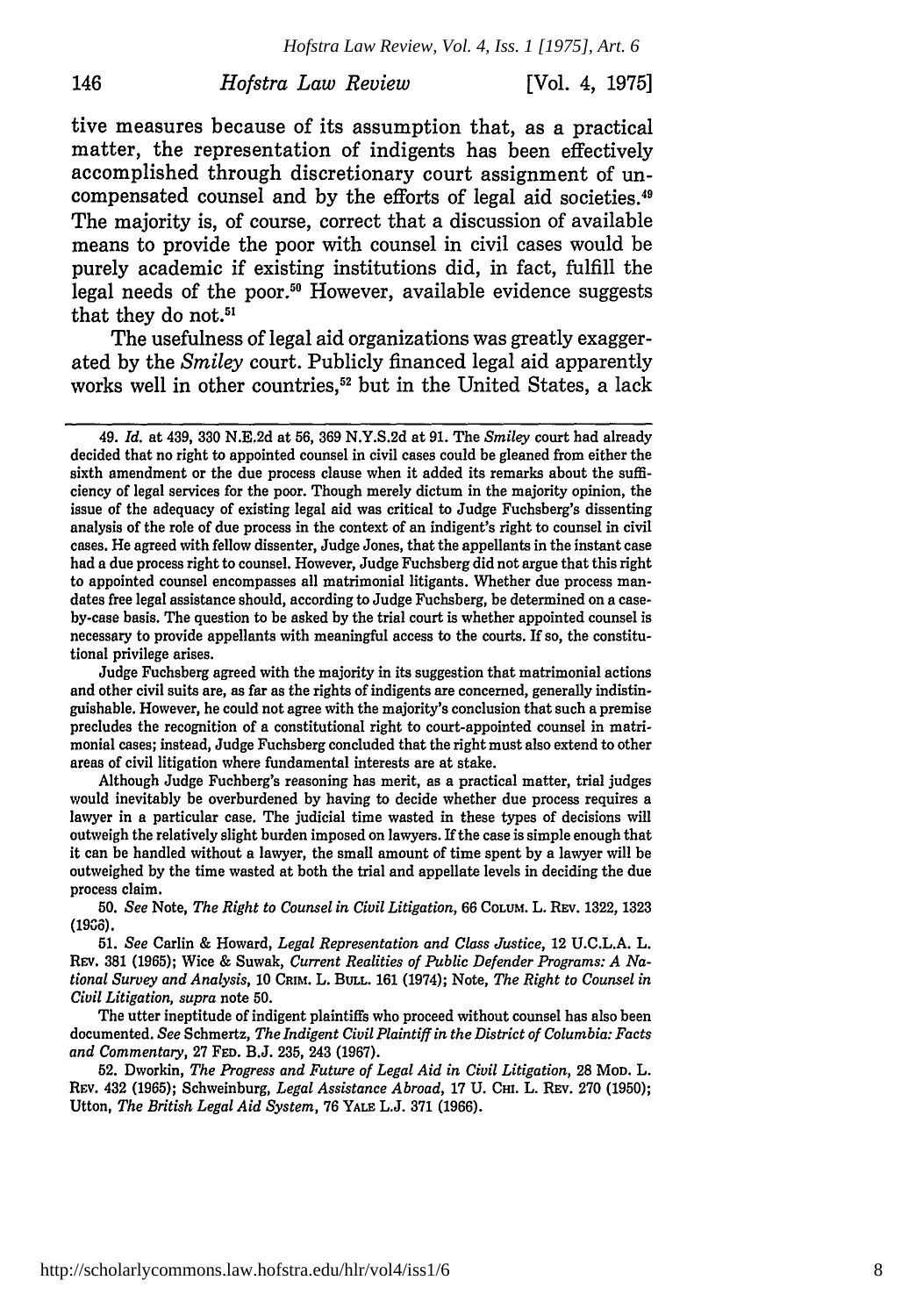tive measures because of its assumption that, as a practical matter, the representation of indigents has been effectively accomplished through discretionary court assignment of uncompensated counsel and by the efforts of legal aid societies.[49] The majority is, of course, correct that a discussion of available means to provide the poor with counsel in civil cases would be purely academic if existing institutions did, in fact, fulfill the legal needs of the poor.[50] However, available evidence suggests that they do not.[51]

The usefulness of legal aid organizations was greatly exaggerated by the *Smiley* court. Publicly financed legal aid apparently works well in other countries,[52] but in the United States, a lack

---

49. *Id.* at 439, 330 N.E.2d at 56, 369 N.Y.S.2d at 91. The *Smiley* court had already decided that no right to appointed counsel in civil cases could be gleaned from either the sixth amendment or the due process clause when it added its remarks about the sufficiency of legal services for the poor. Though merely dictum in the majority opinion, the issue of the adequacy of existing legal aid was critical to Judge Fuchsberg's dissenting analysis of the role of due process in the context of an indigent's right to counsel in civil cases. He agreed with fellow dissenter, Judge Jones, that the appellants in the instant case had a due process right to counsel. However, Judge Fuchsberg did not argue that this right to appointed counsel encompasses all matrimonial litigants. Whether due process mandates free legal assistance should, according to Judge Fuchsberg, be determined on a case-by-case basis. The question to be asked by the trial court is whether appointed counsel is necessary to provide appellants with meaningful access to the courts. If so, the constitutional privilege arises.

Judge Fuchsberg agreed with the majority in its suggestion that matrimonial actions and other civil suits are, as far as the rights of indigents are concerned, generally indistinguishable. However, he could not agree with the majority's conclusion that such a premise precludes the recognition of a constitutional right to court-appointed counsel in matrimonial cases; instead, Judge Fuchsberg concluded that the right must also extend to other areas of civil litigation where fundamental interests are at stake.

Although Judge Fuchberg's reasoning has merit, as a practical matter, trial judges would inevitably be overburdened by having to decide whether due process requires a lawyer in a particular case. The judicial time wasted in these types of decisions will outweigh the relatively slight burden imposed on lawyers. If the case is simple enough that it can be handled without a lawyer, the small amount of time spent by a lawyer will be outweighed by the time wasted at both the trial and appellate levels in deciding the due process claim.

50. *See* Note, *The Right to Counsel in Civil Litigation*, 66 COLUM. L. REV. 1322, 1323 (1966).

51. *See* Carlin & Howard, *Legal Representation and Class Justice*, 12 U.C.L.A. L. REV. 381 (1965); Wice & Suwak, *Current Realities of Public Defender Programs: A National Survey and Analysis*, 10 CRIM. L. BULL. 161 (1974); Note, *The Right to Counsel in Civil Litigation*, *supra* note 50.

The utter ineptitude of indigent plaintiffs who proceed without counsel has also been documented. *See* Schmertz, *The Indigent Civil Plaintiff in the District of Columbia: Facts and Commentary*, 27 FED. B.J. 235, 243 (1967).

52. Dworkin, *The Progress and Future of Legal Aid in Civil Litigation*, 28 MOD. L. REV. 432 (1965); Schweinburg, *Legal Assistance Abroad*, 17 U. CHI. L. REV. 270 (1950); Utton, *The British Legal Aid System*, 76 YALE L.J. 371 (1966).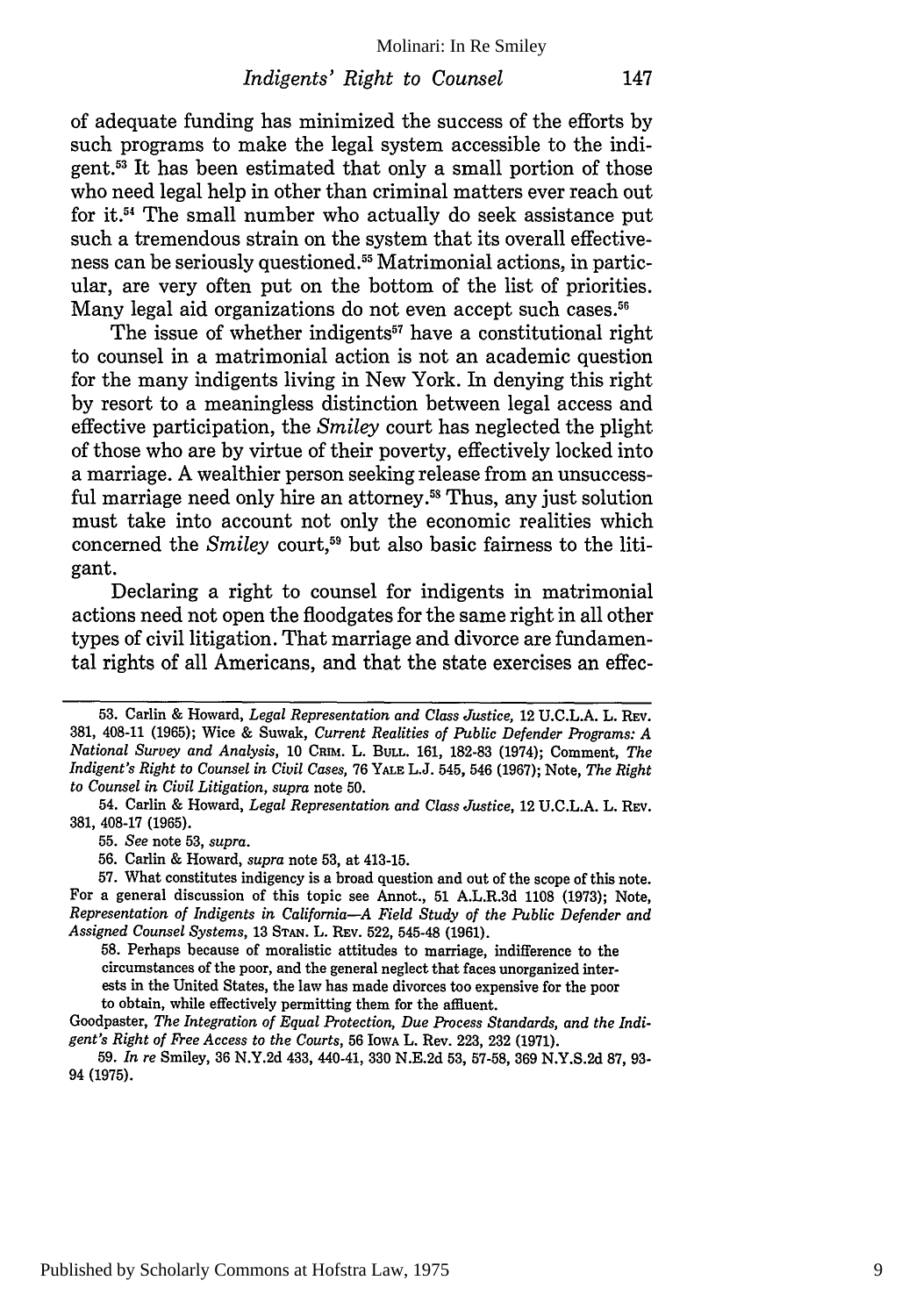of adequate funding has minimized the success of the efforts by such programs to make the legal system accessible to the indigent.[53] It has been estimated that only a small portion of those who need legal help in other than criminal matters ever reach out for it.[54] The small number who actually do seek assistance put such a tremendous strain on the system that its overall effectiveness can be seriously questioned.[55] Matrimonial actions, in particular, are very often put on the bottom of the list of priorities. Many legal aid organizations do not even accept such cases.[56]

The issue of whether indigents[57] have a constitutional right to counsel in a matrimonial action is not an academic question for the many indigents living in New York. In denying this right by resort to a meaningless distinction between legal access and effective participation, the *Smiley* court has neglected the plight of those who are by virtue of their poverty, effectively locked into a marriage. A wealthier person seeking release from an unsuccessful marriage need only hire an attorney.[58] Thus, any just solution must take into account not only the economic realities which concerned the *Smiley* court,[59] but also basic fairness to the litigant.

Declaring a right to counsel for indigents in matrimonial actions need not open the floodgates for the same right in all other types of civil litigation. That marriage and divorce are fundamental rights of all Americans, and that the state exercises an effec-

---

53. Carlin & Howard, *Legal Representation and Class Justice*, 12 U.C.L.A. L. Rev. 381, 408-11 (1965); Wice & Suwak, *Current Realities of Public Defender Programs: A National Survey and Analysis*, 10 Crim. L. Bull. 161, 182-83 (1974); Comment, *The Indigent's Right to Counsel in Civil Cases*, 76 Yale L.J. 545, 546 (1967); Note, *The Right to Counsel in Civil Litigation*, *supra* note 50.

54. Carlin & Howard, *Legal Representation and Class Justice*, 12 U.C.L.A. L. Rev. 381, 408-17 (1965).

55. *See* note 53, *supra*.

56. Carlin & Howard, *supra* note 53, at 413-15.

57. What constitutes indigency is a broad question and out of the scope of this note. For a general discussion of this topic see Annot., 51 A.L.R.3d 1108 (1973); Note, *Representation of Indigents in California—A Field Study of the Public Defender and Assigned Counsel Systems*, 13 Stan. L. Rev. 522, 545-48 (1961).

58. Perhaps because of moralistic attitudes to marriage, indifference to the circumstances of the poor, and the general neglect that faces unorganized interests in the United States, the law has made divorces too expensive for the poor to obtain, while effectively permitting them for the affluent.

Goodpaster, *The Integration of Equal Protection, Due Process Standards, and the Indigent's Right of Free Access to the Courts*, 56 Iowa L. Rev. 223, 232 (1971).

59. *In re* Smiley, 36 N.Y.2d 433, 440-41, 330 N.E.2d 53, 57-58, 369 N.Y.S.2d 87, 93-94 (1975).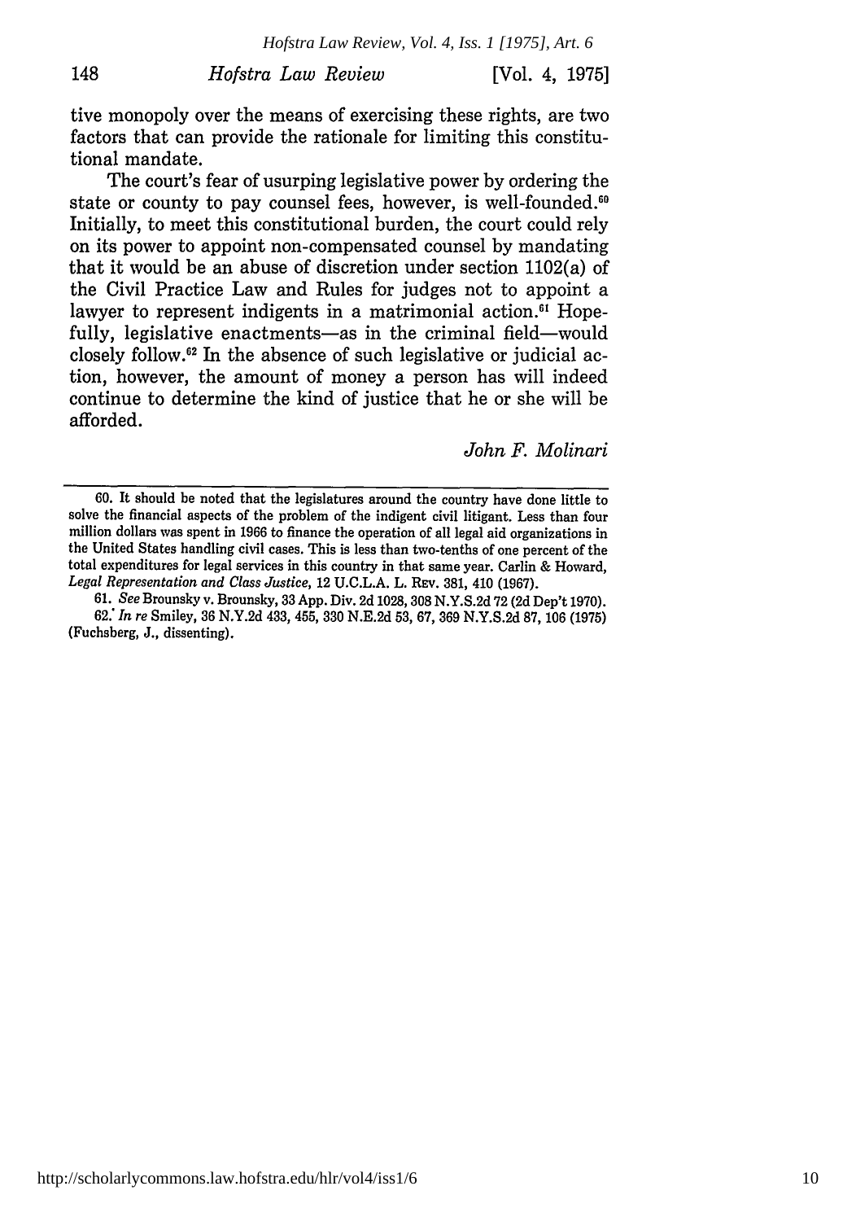tive monopoly over the means of exercising these rights, are two factors that can provide the rationale for limiting this constitutional mandate.

The court's fear of usurping legislative power by ordering the state or county to pay counsel fees, however, is well-founded.[60] Initially, to meet this constitutional burden, the court could rely on its power to appoint non-compensated counsel by mandating that it would be an abuse of discretion under section 1102(a) of the Civil Practice Law and Rules for judges not to appoint a lawyer to represent indigents in a matrimonial action.[61] Hopefully, legislative enactments—as in the criminal field—would closely follow.[62] In the absence of such legislative or judicial action, however, the amount of money a person has will indeed continue to determine the kind of justice that he or she will be afforded.

*John F. Molinari*

---

60. It should be noted that the legislatures around the country have done little to solve the financial aspects of the problem of the indigent civil litigant. Less than four million dollars was spent in 1966 to finance the operation of all legal aid organizations in the United States handling civil cases. This is less than two-tenths of one percent of the total expenditures for legal services in this country in that same year. Carlin & Howard, *Legal Representation and Class Justice*, 12 U.C.L.A. L. REV. 381, 410 (1967).

61. *See* Brounsky v. Brounsky, 33 App. Div. 2d 1028, 308 N.Y.S.2d 72 (2d Dep't 1970).

62. *In re* Smiley, 36 N.Y.2d 433, 455, 330 N.E.2d 53, 67, 369 N.Y.S.2d 87, 106 (1975) (Fuchsberg, J., dissenting).